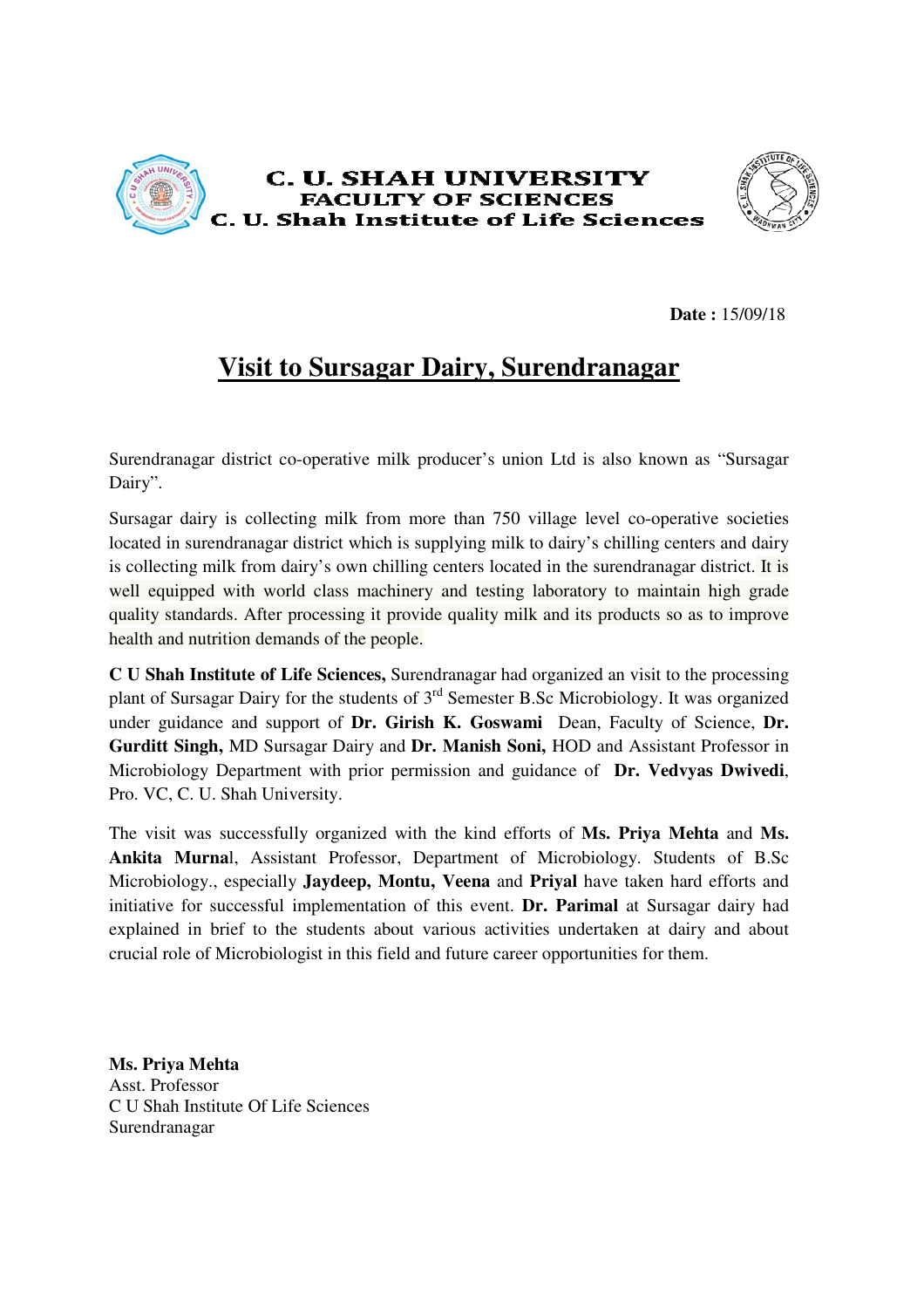# C. U. SHAH UNIVERSITY
## FACULTY OF SCIENCES
## C. U. Shah Institute of Life Sciences

**Date :** 15/09/18

# Visit to Sursagar Dairy, Surendranagar

Surendranagar district co-operative milk producer's union Ltd is also known as "Sursagar Dairy".

Sursagar dairy is collecting milk from more than 750 village level co-operative societies located in surendranagar district which is supplying milk to dairy's chilling centers and dairy is collecting milk from dairy's own chilling centers located in the surendranagar district. It is well equipped with world class machinery and testing laboratory to maintain high grade quality standards. After processing it provide quality milk and its products so as to improve health and nutrition demands of the people.

**C U Shah Institute of Life Sciences,** Surendranagar had organized an visit to the processing plant of Sursagar Dairy for the students of 3rd Semester B.Sc Microbiology. It was organized under guidance and support of **Dr. Girish K. Goswami** Dean, Faculty of Science, **Dr. Gurditt Singh,** MD Sursagar Dairy and **Dr. Manish Soni,** HOD and Assistant Professor in Microbiology Department with prior permission and guidance of **Dr. Vedvyas Dwivedi**, Pro. VC, C. U. Shah University.

The visit was successfully organized with the kind efforts of **Ms. Priya Mehta** and **Ms. Ankita Murna**l, Assistant Professor, Department of Microbiology. Students of B.Sc Microbiology., especially **Jaydeep, Montu, Veena** and **Priyal** have taken hard efforts and initiative for successful implementation of this event. **Dr. Parimal** at Sursagar dairy had explained in brief to the students about various activities undertaken at dairy and about crucial role of Microbiologist in this field and future career opportunities for them.

**Ms. Priya Mehta**
Asst. Professor
C U Shah Institute Of Life Sciences
Surendranagar